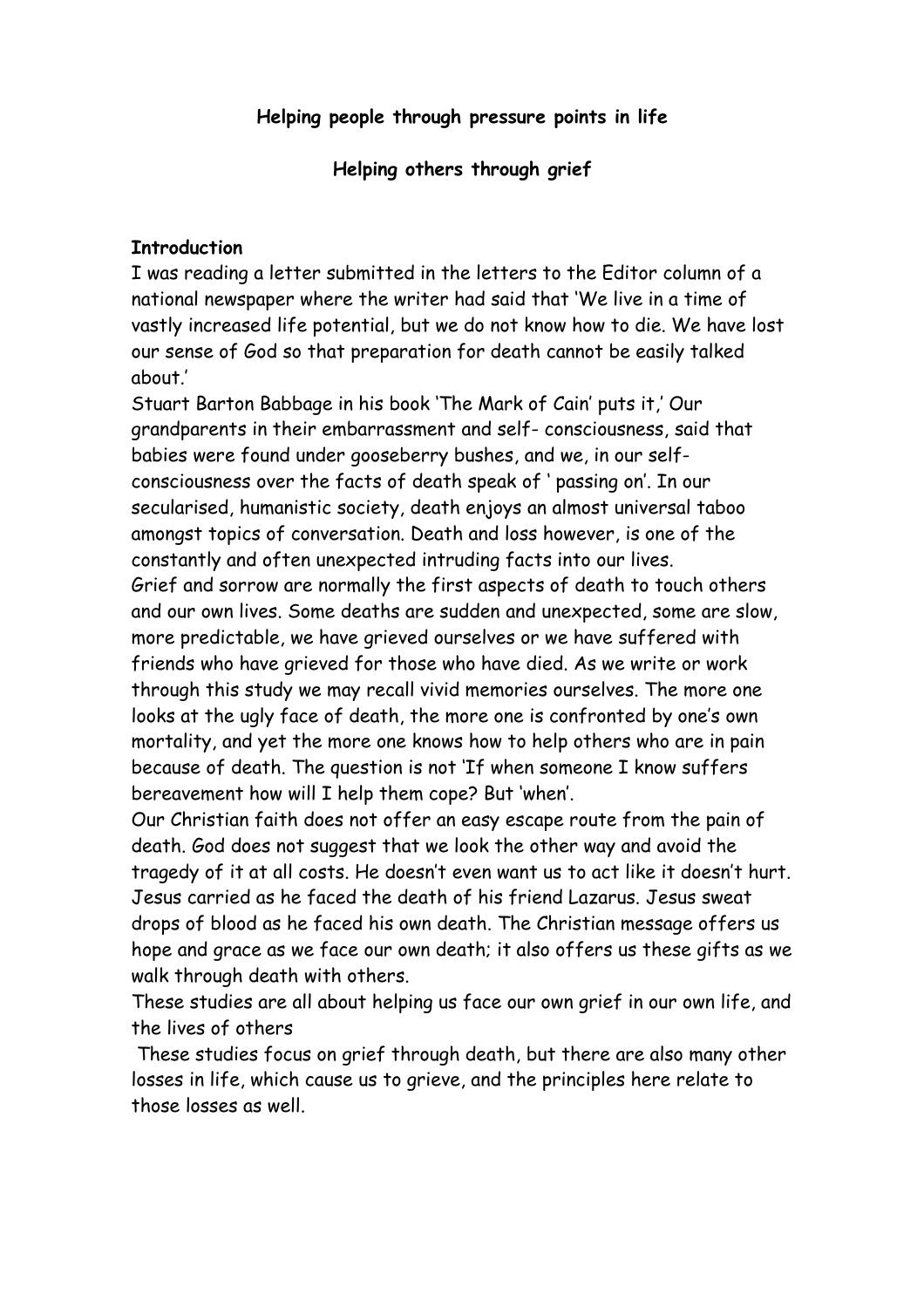**Helping people through pressure points in life**

**Helping others through grief**

**Introduction**

I was reading a letter submitted in the letters to the Editor column of a national newspaper where the writer had said that 'We live in a time of vastly increased life potential, but we do not know how to die. We have lost our sense of God so that preparation for death cannot be easily talked about.'

Stuart Barton Babbage in his book 'The Mark of Cain' puts it,' Our grandparents in their embarrassment and self- consciousness, said that babies were found under gooseberry bushes, and we, in our self-consciousness over the facts of death speak of ' passing on'. In our secularised, humanistic society, death enjoys an almost universal taboo amongst topics of conversation. Death and loss however, is one of the constantly and often unexpected intruding facts into our lives.

Grief and sorrow are normally the first aspects of death to touch others and our own lives. Some deaths are sudden and unexpected, some are slow, more predictable, we have grieved ourselves or we have suffered with friends who have grieved for those who have died. As we write or work through this study we may recall vivid memories ourselves. The more one looks at the ugly face of death, the more one is confronted by one's own mortality, and yet the more one knows how to help others who are in pain because of death. The question is not 'If when someone I know suffers bereavement how will I help them cope? But 'when'.

Our Christian faith does not offer an easy escape route from the pain of death. God does not suggest that we look the other way and avoid the tragedy of it at all costs. He doesn't even want us to act like it doesn't hurt. Jesus carried as he faced the death of his friend Lazarus. Jesus sweat drops of blood as he faced his own death. The Christian message offers us hope and grace as we face our own death; it also offers us these gifts as we walk through death with others.

These studies are all about helping us face our own grief in our own life, and the lives of others

These studies focus on grief through death, but there are also many other losses in life, which cause us to grieve, and the principles here relate to those losses as well.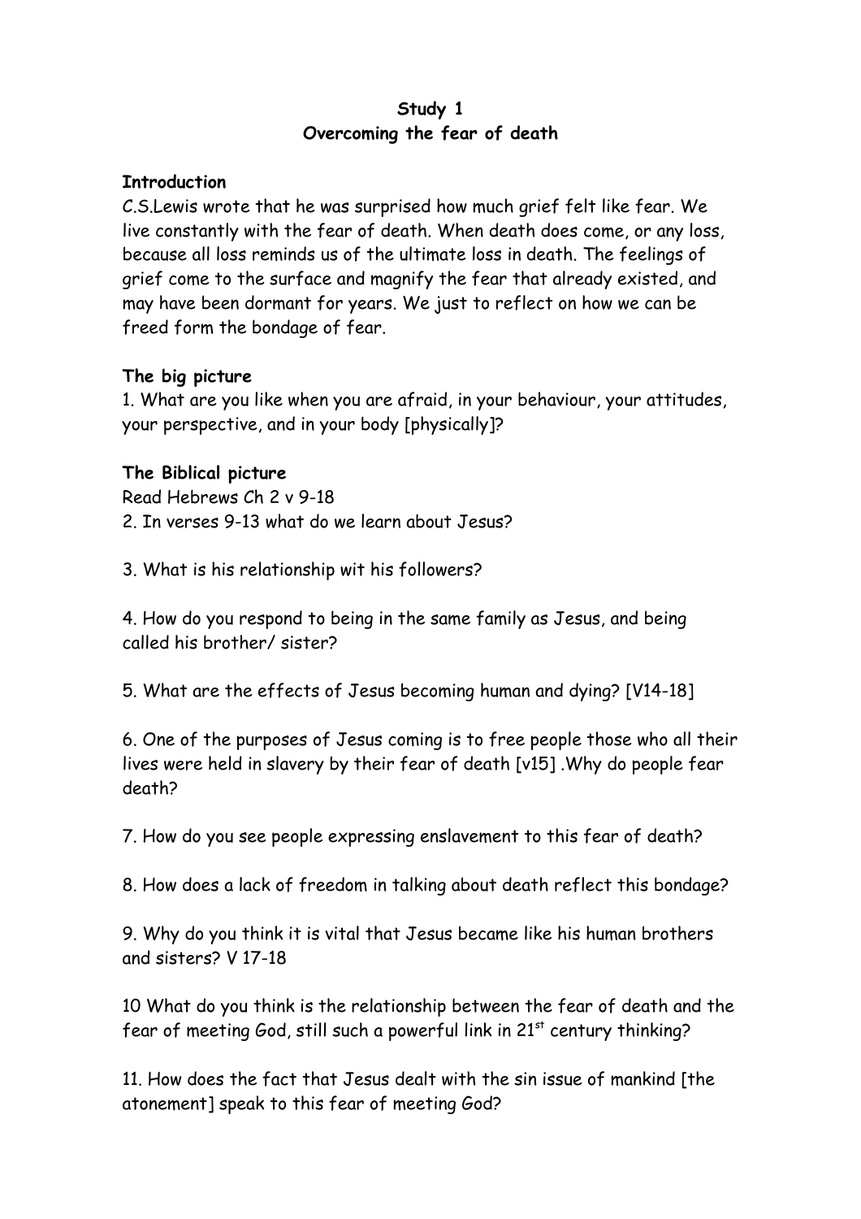**Study 1**
**Overcoming the fear of death**

**Introduction**
C.S.Lewis wrote that he was surprised how much grief felt like fear. We live constantly with the fear of death. When death does come, or any loss, because all loss reminds us of the ultimate loss in death. The feelings of grief come to the surface and magnify the fear that already existed, and may have been dormant for years. We just to reflect on how we can be freed form the bondage of fear.

**The big picture**
1. What are you like when you are afraid, in your behaviour, your attitudes, your perspective, and in your body [physically]?

**The Biblical picture**
Read Hebrews Ch 2 v 9-18
2. In verses 9-13 what do we learn about Jesus?

3. What is his relationship wit his followers?

4. How do you respond to being in the same family as Jesus, and being called his brother/ sister?

5. What are the effects of Jesus becoming human and dying? [V14-18]

6. One of the purposes of Jesus coming is to free people those who all their lives were held in slavery by their fear of death [v15] .Why do people fear death?

7. How do you see people expressing enslavement to this fear of death?

8. How does a lack of freedom in talking about death reflect this bondage?

9. Why do you think it is vital that Jesus became like his human brothers and sisters? V 17-18

10 What do you think is the relationship between the fear of death and the fear of meeting God, still such a powerful link in 21st century thinking?

11. How does the fact that Jesus dealt with the sin issue of mankind [the atonement] speak to this fear of meeting God?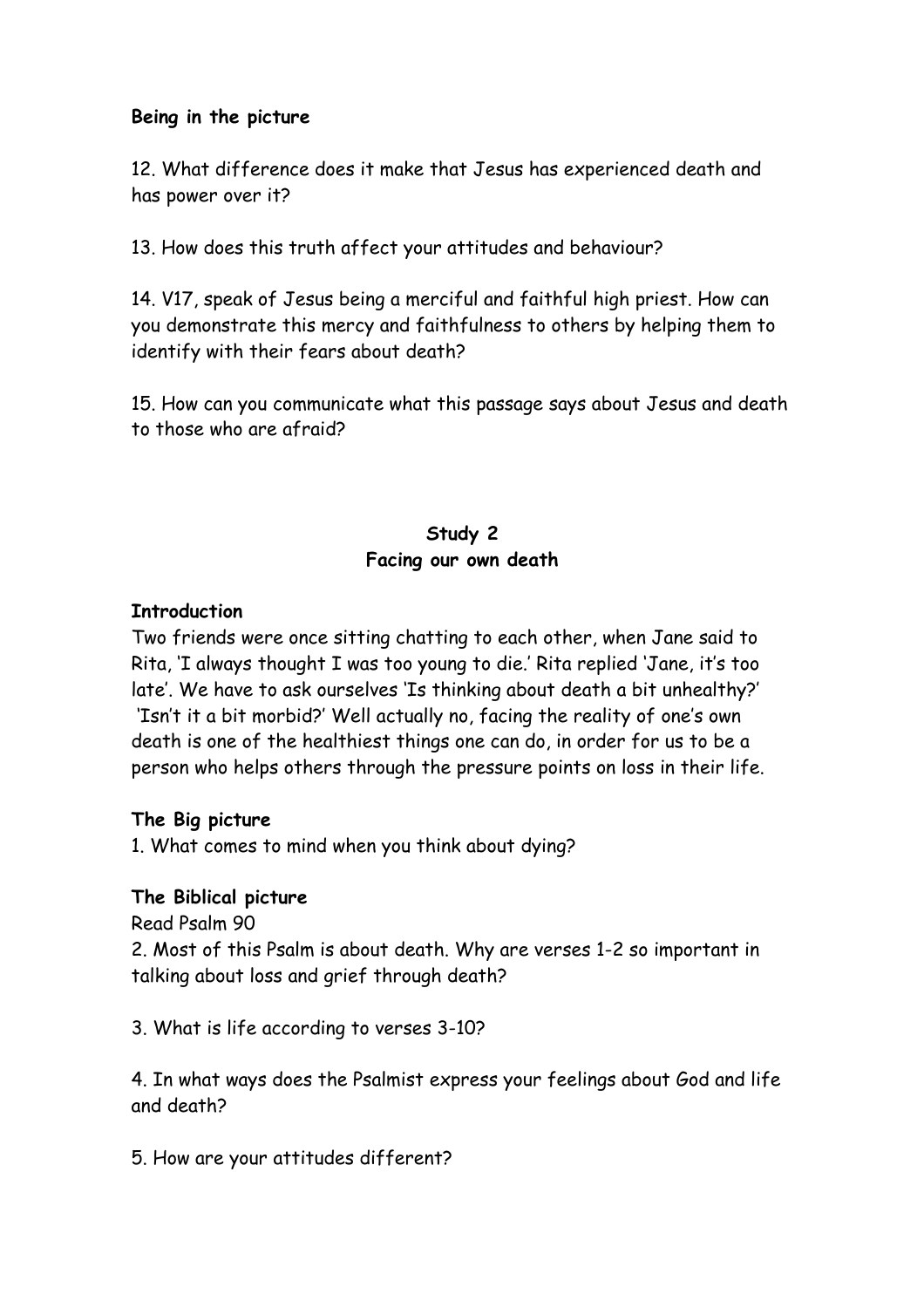**Being in the picture**

12. What difference does it make that Jesus has experienced death and has power over it?

13. How does this truth affect your attitudes and behaviour?

14. V17, speak of Jesus being a merciful and faithful high priest. How can you demonstrate this mercy and faithfulness to others by helping them to identify with their fears about death?

15. How can you communicate what this passage says about Jesus and death to those who are afraid?

## Study 2
## Facing our own death

**Introduction**

Two friends were once sitting chatting to each other, when Jane said to Rita, 'I always thought I was too young to die.' Rita replied 'Jane, it's too late'. We have to ask ourselves 'Is thinking about death a bit unhealthy?' 'Isn't it a bit morbid?' Well actually no, facing the reality of one's own death is one of the healthiest things one can do, in order for us to be a person who helps others through the pressure points on loss in their life.

**The Big picture**

1. What comes to mind when you think about dying?

**The Biblical picture**

Read Psalm 90

2. Most of this Psalm is about death. Why are verses 1-2 so important in talking about loss and grief through death?

3. What is life according to verses 3-10?

4. In what ways does the Psalmist express your feelings about God and life and death?

5. How are your attitudes different?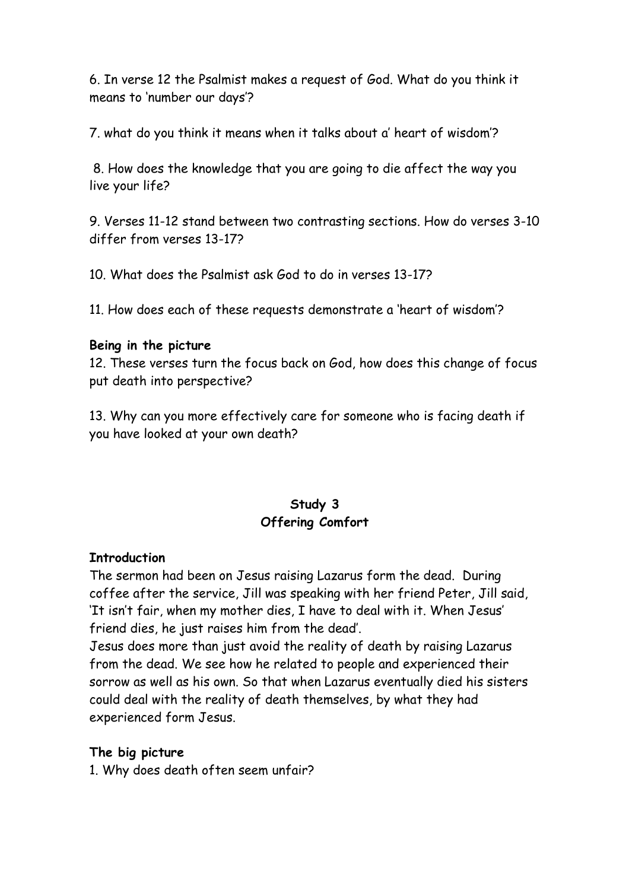6. In verse 12 the Psalmist makes a request of God. What do you think it means to 'number our days'?

7. what do you think it means when it talks about a' heart of wisdom'?

8. How does the knowledge that you are going to die affect the way you live your life?

9. Verses 11-12 stand between two contrasting sections. How do verses 3-10 differ from verses 13-17?

10. What does the Psalmist ask God to do in verses 13-17?

11. How does each of these requests demonstrate a 'heart of wisdom'?

**Being in the picture**

12. These verses turn the focus back on God, how does this change of focus put death into perspective?

13. Why can you more effectively care for someone who is facing death if you have looked at your own death?

## Study 3
## Offering Comfort

**Introduction**

The sermon had been on Jesus raising Lazarus form the dead. During coffee after the service, Jill was speaking with her friend Peter, Jill said, 'It isn't fair, when my mother dies, I have to deal with it. When Jesus' friend dies, he just raises him from the dead'.

Jesus does more than just avoid the reality of death by raising Lazarus from the dead. We see how he related to people and experienced their sorrow as well as his own. So that when Lazarus eventually died his sisters could deal with the reality of death themselves, by what they had experienced form Jesus.

**The big picture**

1. Why does death often seem unfair?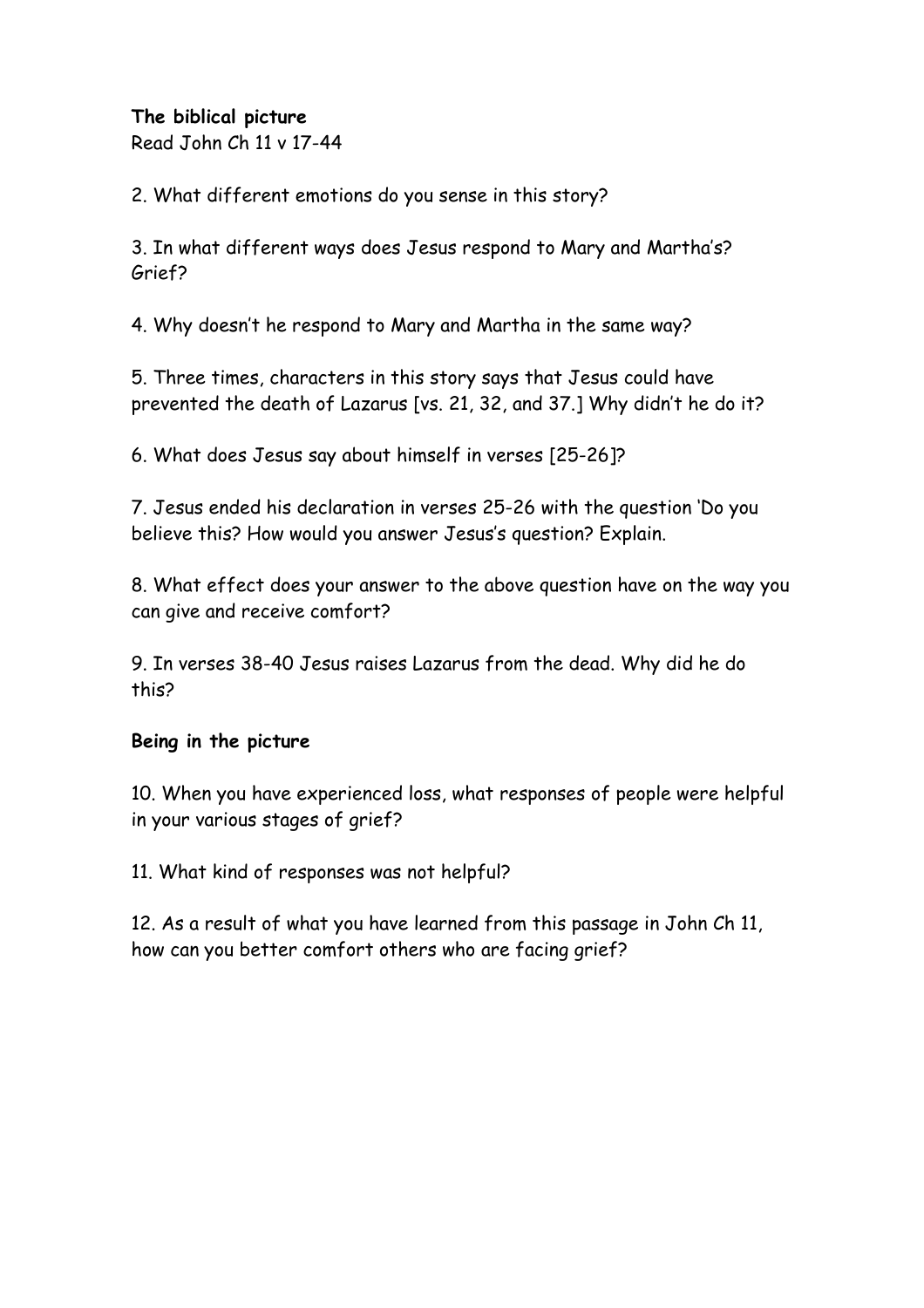**The biblical picture**

Read John Ch 11 v 17-44

2. What different emotions do you sense in this story?

3. In what different ways does Jesus respond to Mary and Martha's? Grief?

4. Why doesn't he respond to Mary and Martha in the same way?

5. Three times, characters in this story says that Jesus could have prevented the death of Lazarus [vs. 21, 32, and 37.] Why didn't he do it?

6. What does Jesus say about himself in verses [25-26]?

7. Jesus ended his declaration in verses 25-26 with the question 'Do you believe this? How would you answer Jesus's question? Explain.

8. What effect does your answer to the above question have on the way you can give and receive comfort?

9. In verses 38-40 Jesus raises Lazarus from the dead. Why did he do this?

**Being in the picture**

10. When you have experienced loss, what responses of people were helpful in your various stages of grief?

11. What kind of responses was not helpful?

12. As a result of what you have learned from this passage in John Ch 11, how can you better comfort others who are facing grief?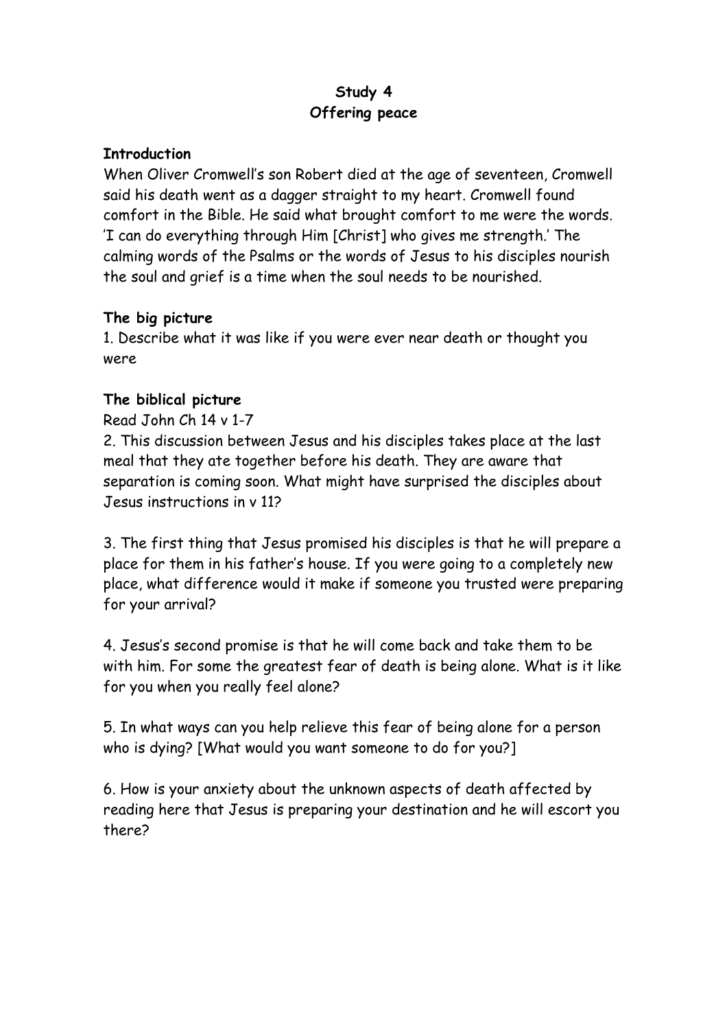**Study 4**
**Offering peace**

**Introduction**

When Oliver Cromwell's son Robert died at the age of seventeen, Cromwell said his death went as a dagger straight to my heart. Cromwell found comfort in the Bible. He said what brought comfort to me were the words. 'I can do everything through Him [Christ] who gives me strength.' The calming words of the Psalms or the words of Jesus to his disciples nourish the soul and grief is a time when the soul needs to be nourished.

**The big picture**

1. Describe what it was like if you were ever near death or thought you were

**The biblical picture**

Read John Ch 14 v 1-7

2. This discussion between Jesus and his disciples takes place at the last meal that they ate together before his death. They are aware that separation is coming soon. What might have surprised the disciples about Jesus instructions in v 11?

3. The first thing that Jesus promised his disciples is that he will prepare a place for them in his father's house. If you were going to a completely new place, what difference would it make if someone you trusted were preparing for your arrival?

4. Jesus's second promise is that he will come back and take them to be with him. For some the greatest fear of death is being alone. What is it like for you when you really feel alone?

5. In what ways can you help relieve this fear of being alone for a person who is dying? [What would you want someone to do for you?]

6. How is your anxiety about the unknown aspects of death affected by reading here that Jesus is preparing your destination and he will escort you there?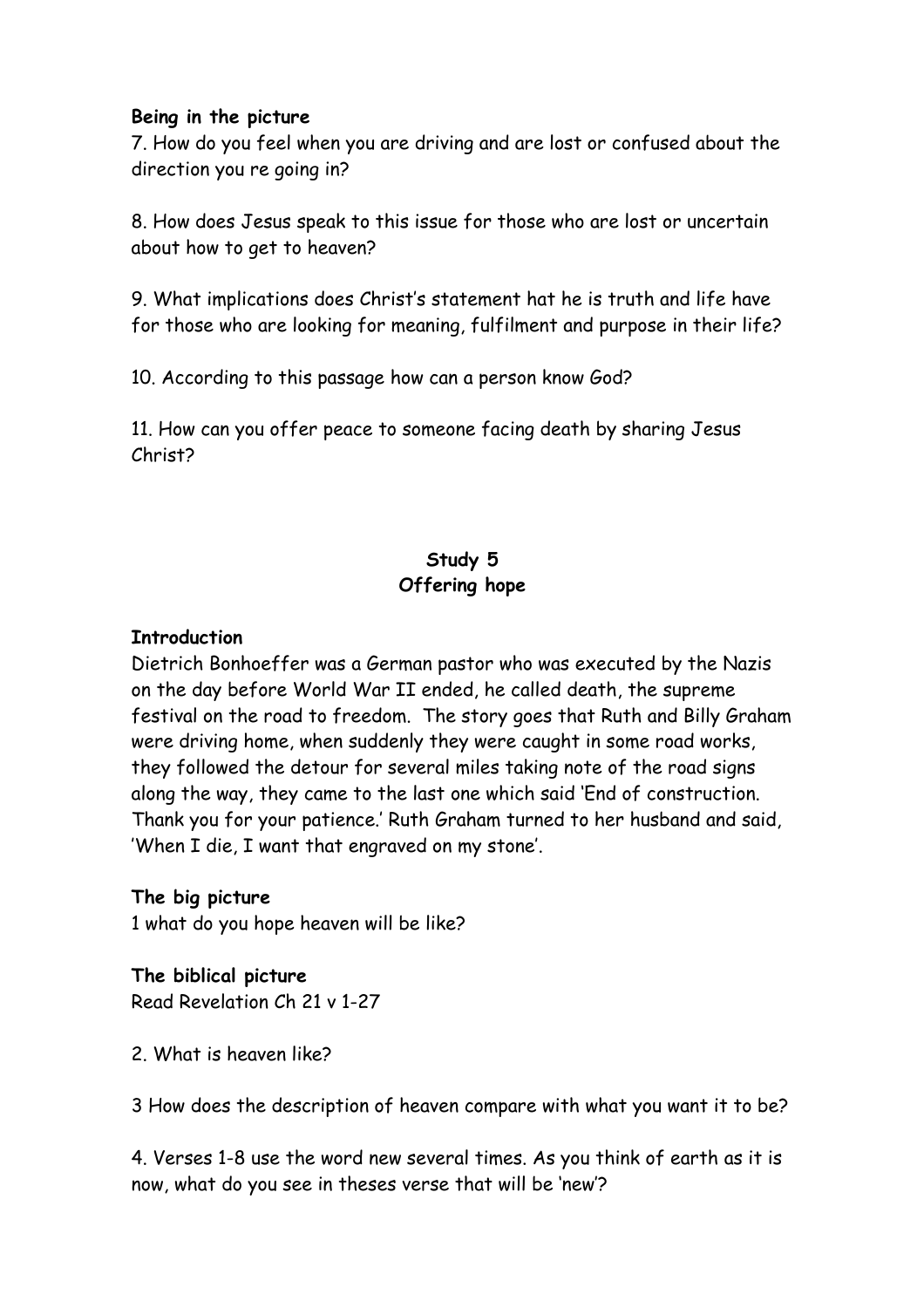**Being in the picture**

7. How do you feel when you are driving and are lost or confused about the direction you re going in?

8. How does Jesus speak to this issue for those who are lost or uncertain about how to get to heaven?

9. What implications does Christ's statement hat he is truth and life have for those who are looking for meaning, fulfilment and purpose in their life?

10. According to this passage how can a person know God?

11. How can you offer peace to someone facing death by sharing Jesus Christ?

## Study 5
## Offering hope

**Introduction**

Dietrich Bonhoeffer was a German pastor who was executed by the Nazis on the day before World War II ended, he called death, the supreme festival on the road to freedom. The story goes that Ruth and Billy Graham were driving home, when suddenly they were caught in some road works, they followed the detour for several miles taking note of the road signs along the way, they came to the last one which said 'End of construction. Thank you for your patience.' Ruth Graham turned to her husband and said, 'When I die, I want that engraved on my stone'.

**The big picture**

1 what do you hope heaven will be like?

**The biblical picture**

Read Revelation Ch 21 v 1-27

2. What is heaven like?

3 How does the description of heaven compare with what you want it to be?

4. Verses 1-8 use the word new several times. As you think of earth as it is now, what do you see in theses verse that will be 'new'?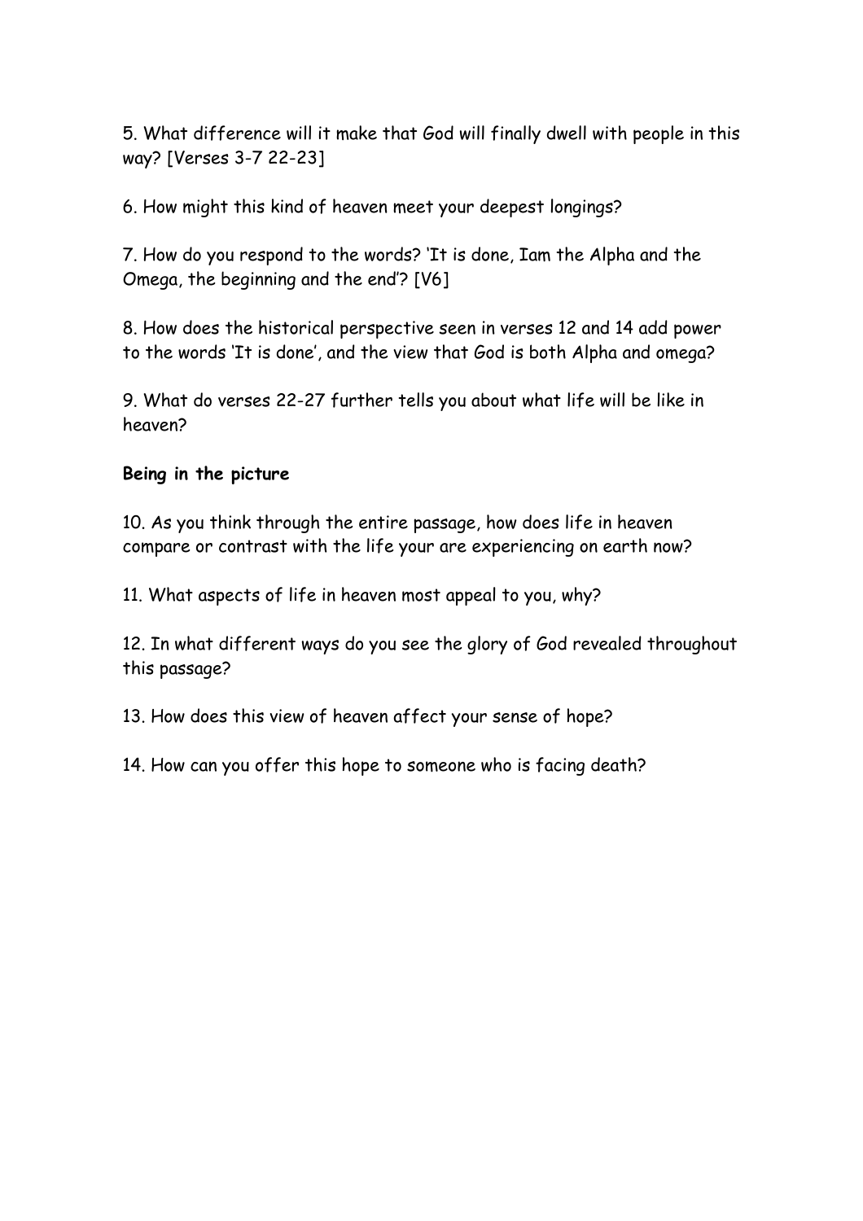5. What difference will it make that God will finally dwell with people in this way? [Verses 3-7 22-23]

6. How might this kind of heaven meet your deepest longings?

7. How do you respond to the words? 'It is done, Iam the Alpha and the Omega, the beginning and the end'? [V6]

8. How does the historical perspective seen in verses 12 and 14 add power to the words 'It is done', and the view that God is both Alpha and omega?

9. What do verses 22-27 further tells you about what life will be like in heaven?

**Being in the picture**

10. As you think through the entire passage, how does life in heaven compare or contrast with the life your are experiencing on earth now?

11. What aspects of life in heaven most appeal to you, why?

12. In what different ways do you see the glory of God revealed throughout this passage?

13. How does this view of heaven affect your sense of hope?

14. How can you offer this hope to someone who is facing death?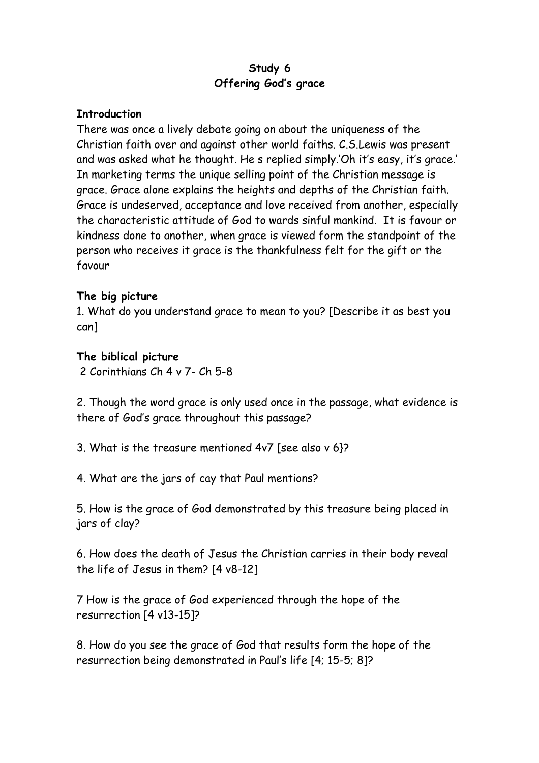**Study 6**
**Offering God's grace**

**Introduction**

There was once a lively debate going on about the uniqueness of the Christian faith over and against other world faiths. C.S.Lewis was present and was asked what he thought. He s replied simply.'Oh it's easy, it's grace.' In marketing terms the unique selling point of the Christian message is grace. Grace alone explains the heights and depths of the Christian faith. Grace is undeserved, acceptance and love received from another, especially the characteristic attitude of God to wards sinful mankind. It is favour or kindness done to another, when grace is viewed form the standpoint of the person who receives it grace is the thankfulness felt for the gift or the favour

**The big picture**

1. What do you understand grace to mean to you? [Describe it as best you can]

**The biblical picture**

2 Corinthians Ch 4 v 7- Ch 5-8

2. Though the word grace is only used once in the passage, what evidence is there of God's grace throughout this passage?

3. What is the treasure mentioned 4v7 [see also v 6}?

4. What are the jars of cay that Paul mentions?

5. How is the grace of God demonstrated by this treasure being placed in jars of clay?

6. How does the death of Jesus the Christian carries in their body reveal the life of Jesus in them? [4 v8-12]

7 How is the grace of God experienced through the hope of the resurrection [4 v13-15]?

8. How do you see the grace of God that results form the hope of the resurrection being demonstrated in Paul's life [4; 15-5; 8]?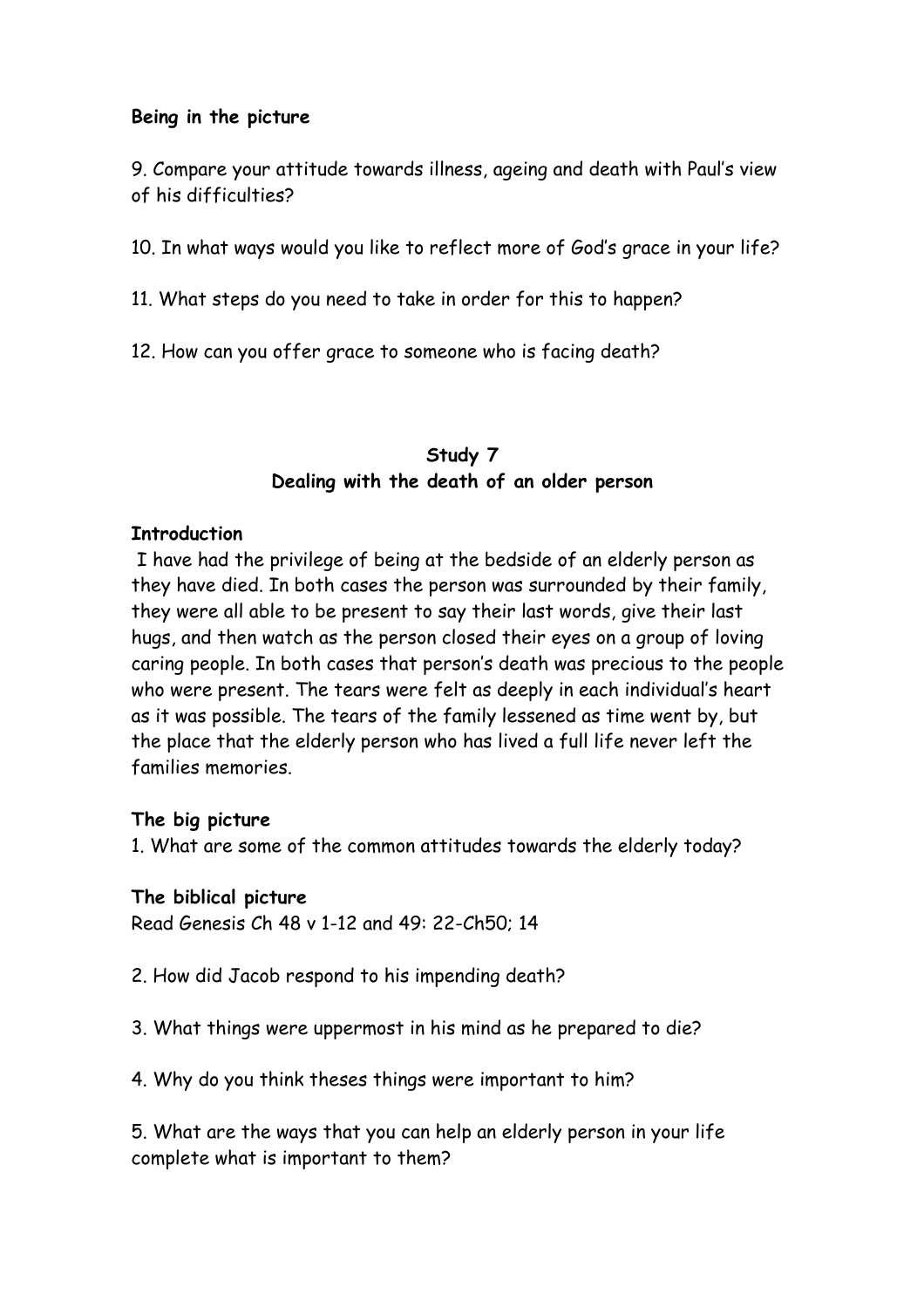**Being in the picture**

9. Compare your attitude towards illness, ageing and death with Paul's view of his difficulties?

10. In what ways would you like to reflect more of God's grace in your life?

11. What steps do you need to take in order for this to happen?

12. How can you offer grace to someone who is facing death?

## Study 7
## Dealing with the death of an older person

**Introduction**

I have had the privilege of being at the bedside of an elderly person as they have died. In both cases the person was surrounded by their family, they were all able to be present to say their last words, give their last hugs, and then watch as the person closed their eyes on a group of loving caring people. In both cases that person's death was precious to the people who were present. The tears were felt as deeply in each individual's heart as it was possible. The tears of the family lessened as time went by, but the place that the elderly person who has lived a full life never left the families memories.

**The big picture**

1. What are some of the common attitudes towards the elderly today?

**The biblical picture**

Read Genesis Ch 48 v 1-12 and 49: 22-Ch50; 14

2. How did Jacob respond to his impending death?

3. What things were uppermost in his mind as he prepared to die?

4. Why do you think theses things were important to him?

5. What are the ways that you can help an elderly person in your life complete what is important to them?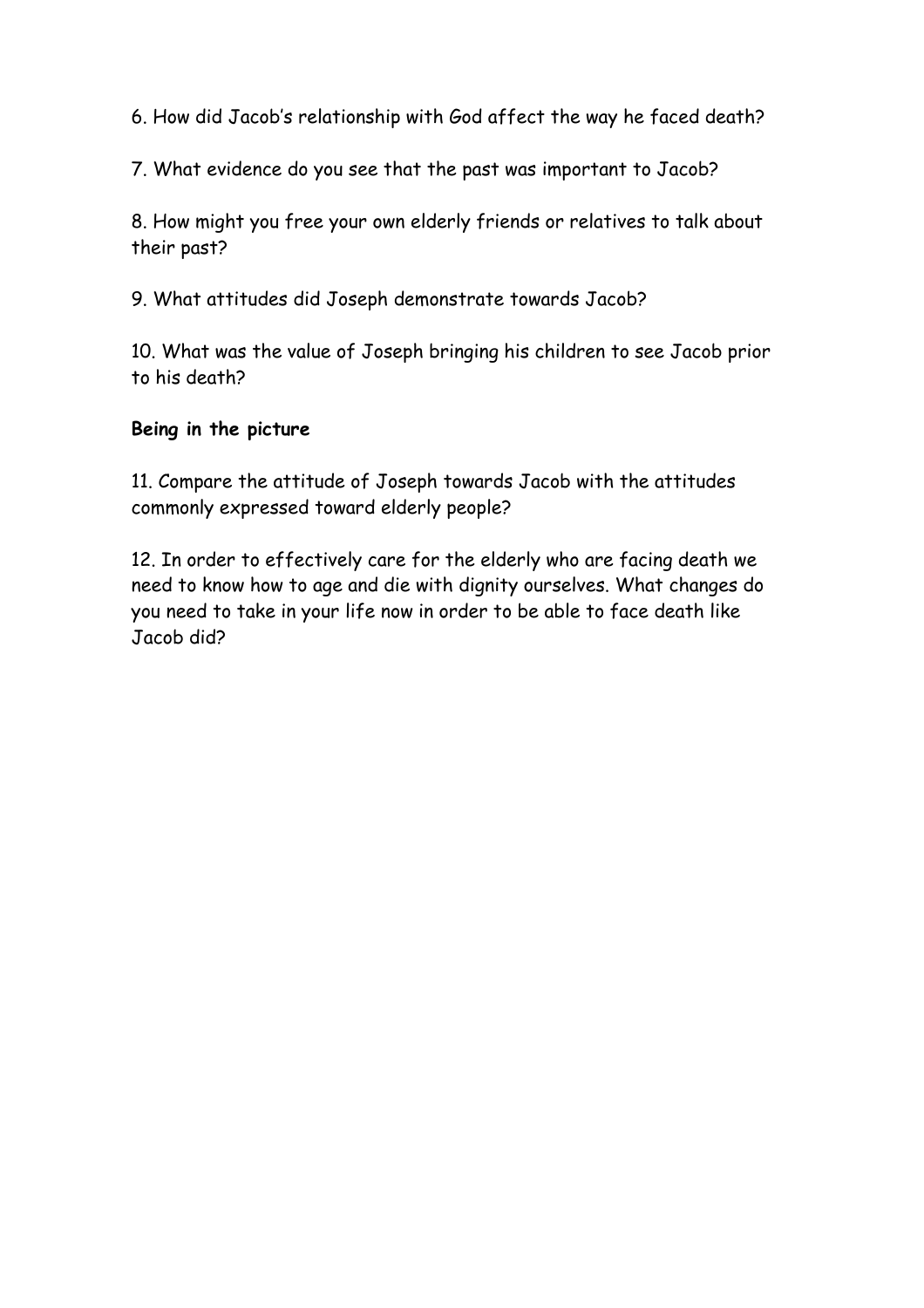6. How did Jacob's relationship with God affect the way he faced death?

7. What evidence do you see that the past was important to Jacob?

8. How might you free your own elderly friends or relatives to talk about their past?

9. What attitudes did Joseph demonstrate towards Jacob?

10. What was the value of Joseph bringing his children to see Jacob prior to his death?

**Being in the picture**

11. Compare the attitude of Joseph towards Jacob with the attitudes commonly expressed toward elderly people?

12. In order to effectively care for the elderly who are facing death we need to know how to age and die with dignity ourselves. What changes do you need to take in your life now in order to be able to face death like Jacob did?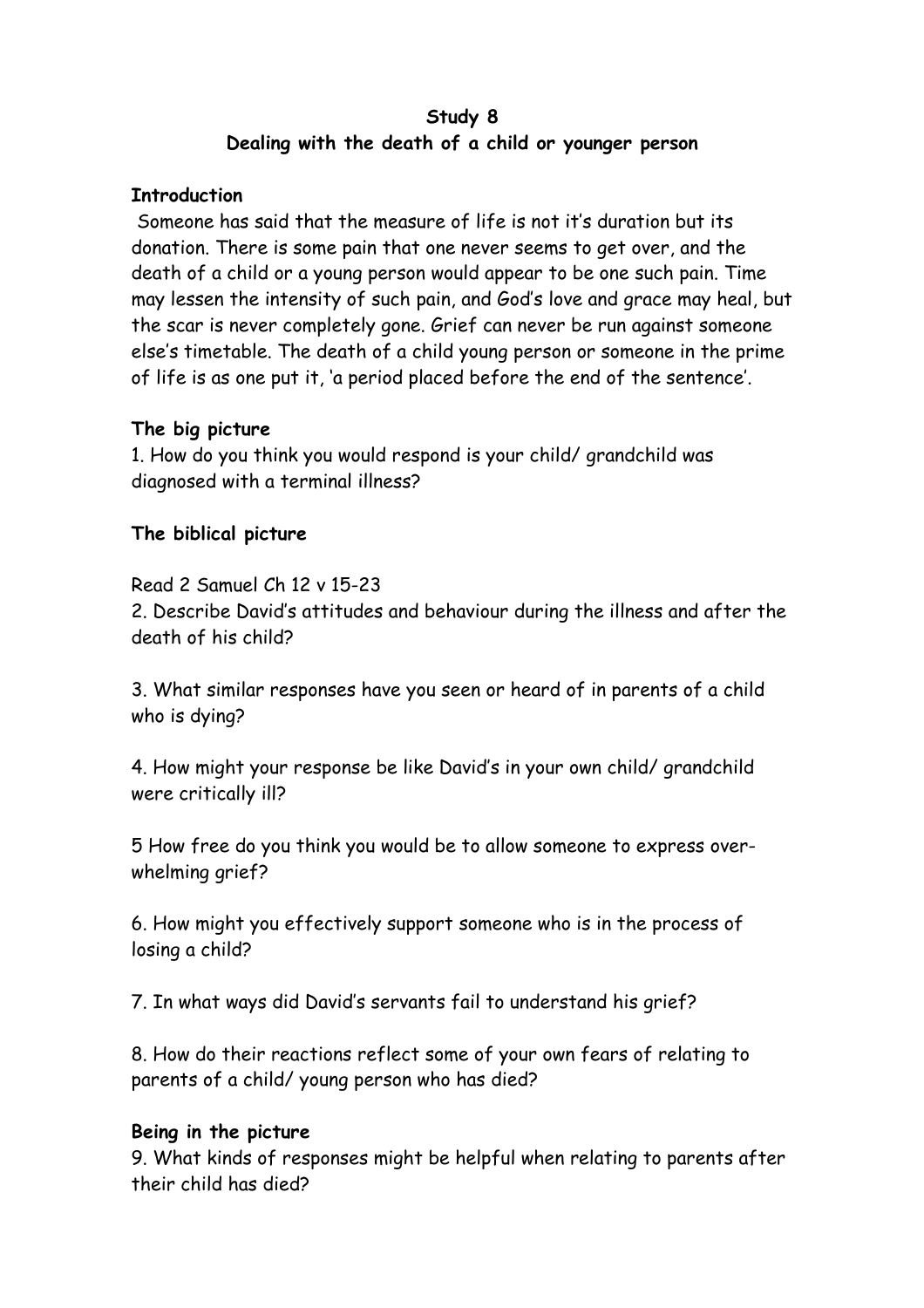**Study 8**

**Dealing with the death of a child or younger person**

**Introduction**

Someone has said that the measure of life is not it's duration but its donation. There is some pain that one never seems to get over, and the death of a child or a young person would appear to be one such pain. Time may lessen the intensity of such pain, and God's love and grace may heal, but the scar is never completely gone. Grief can never be run against someone else's timetable. The death of a child young person or someone in the prime of life is as one put it, 'a period placed before the end of the sentence'.

**The big picture**

1. How do you think you would respond is your child/ grandchild was diagnosed with a terminal illness?

**The biblical picture**

Read 2 Samuel Ch 12 v 15-23

2. Describe David's attitudes and behaviour during the illness and after the death of his child?

3. What similar responses have you seen or heard of in parents of a child who is dying?

4. How might your response be like David's in your own child/ grandchild were critically ill?

5 How free do you think you would be to allow someone to express over-whelming grief?

6. How might you effectively support someone who is in the process of losing a child?

7. In what ways did David's servants fail to understand his grief?

8. How do their reactions reflect some of your own fears of relating to parents of a child/ young person who has died?

**Being in the picture**

9. What kinds of responses might be helpful when relating to parents after their child has died?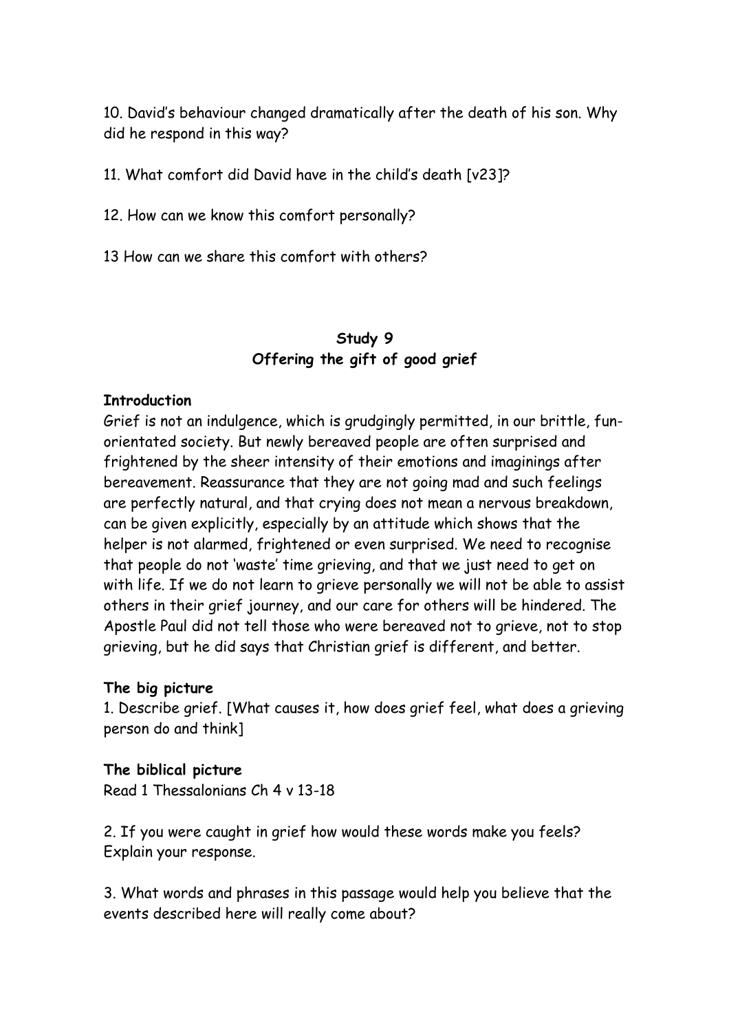10. David's behaviour changed dramatically after the death of his son. Why did he respond in this way?

11. What comfort did David have in the child's death [v23]?

12. How can we know this comfort personally?

13 How can we share this comfort with others?

## Study 9
## Offering the gift of good grief

**Introduction**

Grief is not an indulgence, which is grudgingly permitted, in our brittle, fun-orientated society. But newly bereaved people are often surprised and frightened by the sheer intensity of their emotions and imaginings after bereavement. Reassurance that they are not going mad and such feelings are perfectly natural, and that crying does not mean a nervous breakdown, can be given explicitly, especially by an attitude which shows that the helper is not alarmed, frightened or even surprised. We need to recognise that people do not 'waste' time grieving, and that we just need to get on with life. If we do not learn to grieve personally we will not be able to assist others in their grief journey, and our care for others will be hindered. The Apostle Paul did not tell those who were bereaved not to grieve, not to stop grieving, but he did says that Christian grief is different, and better.

**The big picture**

1. Describe grief. [What causes it, how does grief feel, what does a grieving person do and think]

**The biblical picture**

Read 1 Thessalonians Ch 4 v 13-18

2. If you were caught in grief how would these words make you feels? Explain your response.

3. What words and phrases in this passage would help you believe that the events described here will really come about?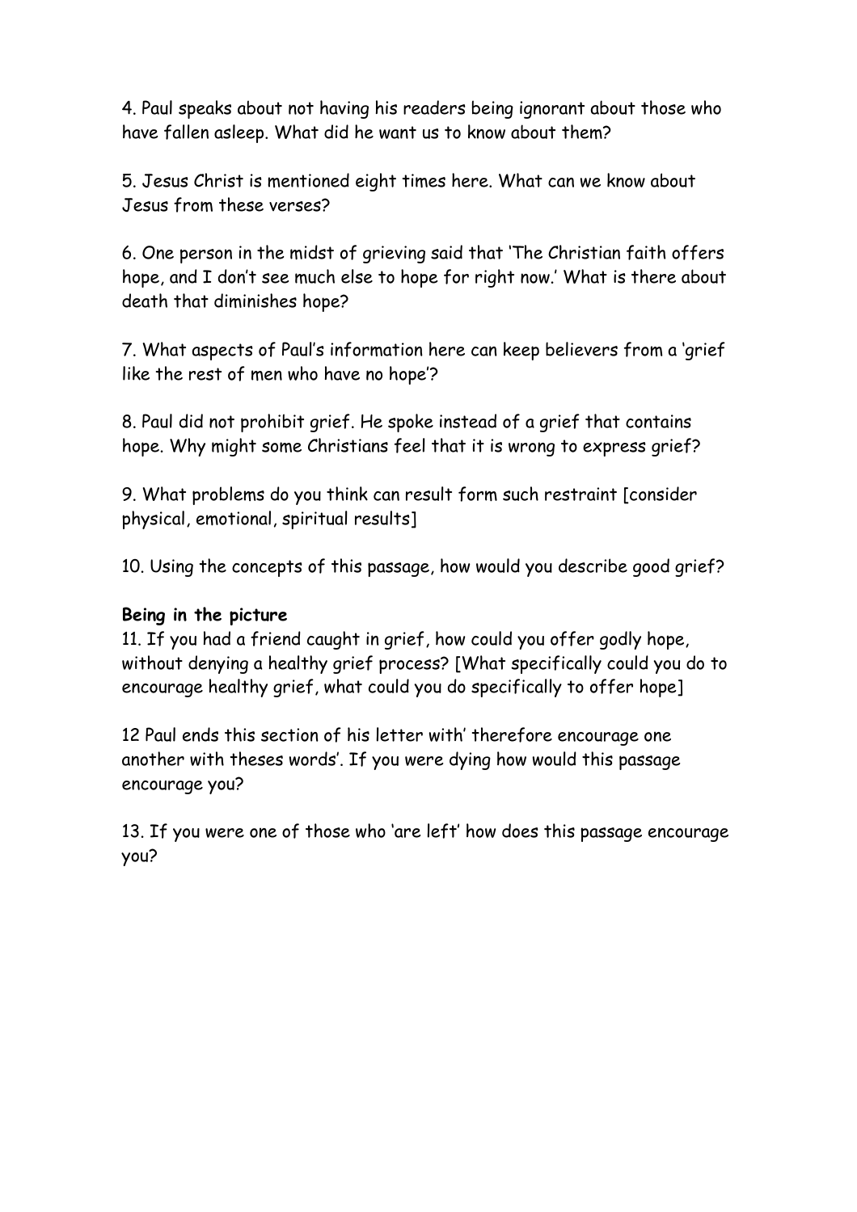4. Paul speaks about not having his readers being ignorant about those who have fallen asleep. What did he want us to know about them?

5. Jesus Christ is mentioned eight times here. What can we know about Jesus from these verses?

6. One person in the midst of grieving said that 'The Christian faith offers hope, and I don't see much else to hope for right now.' What is there about death that diminishes hope?

7. What aspects of Paul's information here can keep believers from a 'grief like the rest of men who have no hope'?

8. Paul did not prohibit grief. He spoke instead of a grief that contains hope. Why might some Christians feel that it is wrong to express grief?

9. What problems do you think can result form such restraint [consider physical, emotional, spiritual results]

10. Using the concepts of this passage, how would you describe good grief?

**Being in the picture**

11. If you had a friend caught in grief, how could you offer godly hope, without denying a healthy grief process? [What specifically could you do to encourage healthy grief, what could you do specifically to offer hope]

12 Paul ends this section of his letter with' therefore encourage one another with theses words'. If you were dying how would this passage encourage you?

13. If you were one of those who 'are left' how does this passage encourage you?